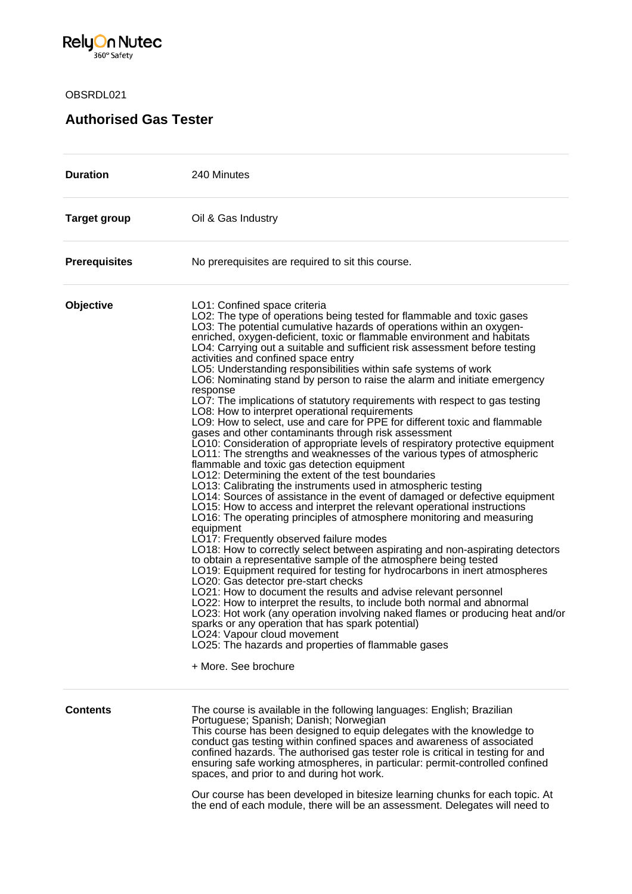OBSRDL021

# Authorised Gas Tester

| | |
|---|---|
| **Duration** | 240 Minutes |
| **Target group** | Oil & Gas Industry |
| **Prerequisites** | No prerequisites are required to sit this course. |
| **Objective** | LO1: Confined space criteria<br>LO2: The type of operations being tested for flammable and toxic gases<br>LO3: The potential cumulative hazards of operations within an oxygen-enriched, oxygen-deficient, toxic or flammable environment and habitats<br>LO4: Carrying out a suitable and sufficient risk assessment before testing activities and confined space entry<br>LO5: Understanding responsibilities within safe systems of work<br>LO6: Nominating stand by person to raise the alarm and initiate emergency response<br>LO7: The implications of statutory requirements with respect to gas testing<br>LO8: How to interpret operational requirements<br>LO9: How to select, use and care for PPE for different toxic and flammable gases and other contaminants through risk assessment<br>LO10: Consideration of appropriate levels of respiratory protective equipment<br>LO11: The strengths and weaknesses of the various types of atmospheric flammable and toxic gas detection equipment<br>LO12: Determining the extent of the test boundaries<br>LO13: Calibrating the instruments used in atmospheric testing<br>LO14: Sources of assistance in the event of damaged or defective equipment<br>LO15: How to access and interpret the relevant operational instructions<br>LO16: The operating principles of atmosphere monitoring and measuring equipment<br>LO17: Frequently observed failure modes<br>LO18: How to correctly select between aspirating and non-aspirating detectors to obtain a representative sample of the atmosphere being tested<br>LO19: Equipment required for testing for hydrocarbons in inert atmospheres<br>LO20: Gas detector pre-start checks<br>LO21: How to document the results and advise relevant personnel<br>LO22: How to interpret the results, to include both normal and abnormal<br>LO23: Hot work (any operation involving naked flames or producing heat and/or sparks or any operation that has spark potential)<br>LO24: Vapour cloud movement<br>LO25: The hazards and properties of flammable gases<br><br>+ More. See brochure |
| **Contents** | The course is available in the following languages: English; Brazilian Portuguese; Spanish; Danish; Norwegian<br>This course has been designed to equip delegates with the knowledge to conduct gas testing within confined spaces and awareness of associated confined hazards. The authorised gas tester role is critical in testing for and ensuring safe working atmospheres, in particular: permit-controlled confined spaces, and prior to and during hot work.<br><br>Our course has been developed in bitesize learning chunks for each topic. At the end of each module, there will be an assessment. Delegates will need to |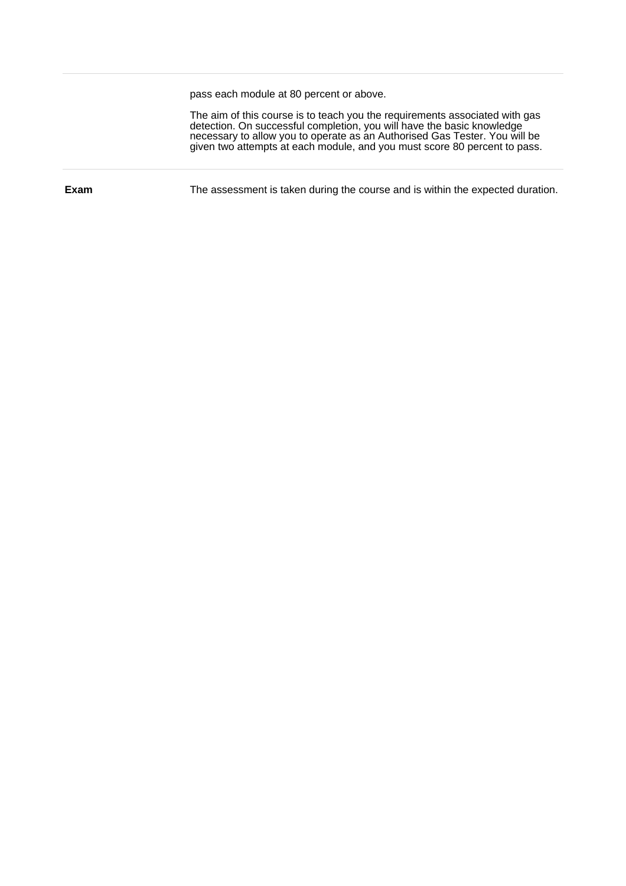| | |
|---|---|
| | pass each module at 80 percent or above.<br><br>The aim of this course is to teach you the requirements associated with gas detection. On successful completion, you will have the basic knowledge necessary to allow you to operate as an Authorised Gas Tester. You will be given two attempts at each module, and you must score 80 percent to pass. |
| **Exam** | The assessment is taken during the course and is within the expected duration. |